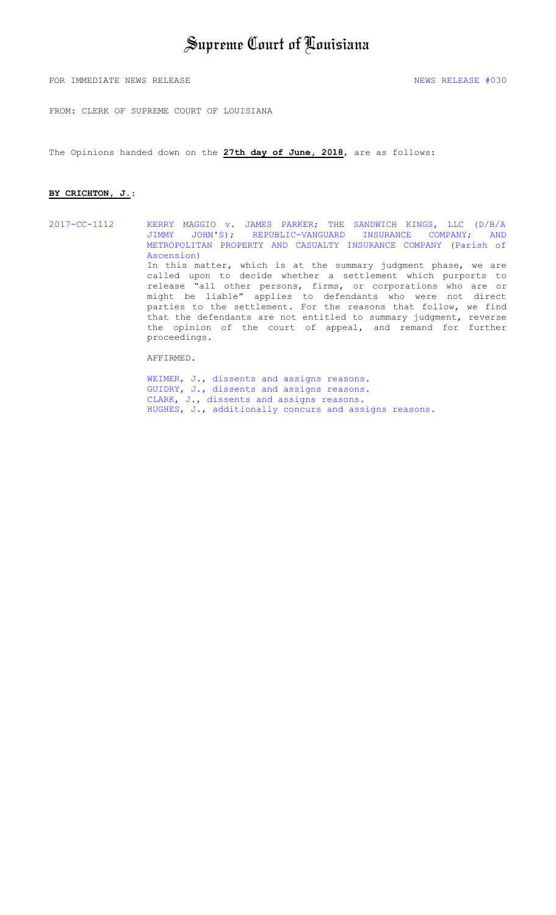# Supreme Court of Louisiana

FOR IMMEDIATE NEWS RELEASE NEWS RELEASE #030

FROM: CLERK OF SUPREME COURT OF LOUISIANA

The Opinions handed down on the **27th day of June, 2018**, are as follows:

**BY CRICHTON, J.**:

2017-CC-1112 KERRY MAGGIO v. JAMES PARKER; THE SANDWICH KINGS, LLC (D/B/A JIMMY JOHN'S); REPUBLIC-VANGUARD INSURANCE COMPANY; AND METROPOLITAN PROPERTY AND CASUALTY INSURANCE COMPANY (Parish of Ascension)

In this matter, which is at the summary judgment phase, we are called upon to decide whether a settlement which purports to release "all other persons, firms, or corporations who are or might be liable" applies to defendants who were not direct parties to the settlement. For the reasons that follow, we find that the defendants are not entitled to summary judgment, reverse the opinion of the court of appeal, and remand for further proceedings.

AFFIRMED.

WEIMER, J., dissents and assigns reasons.
GUIDRY, J., dissents and assigns reasons.
CLARK, J., dissents and assigns reasons.
HUGHES, J., additionally concurs and assigns reasons.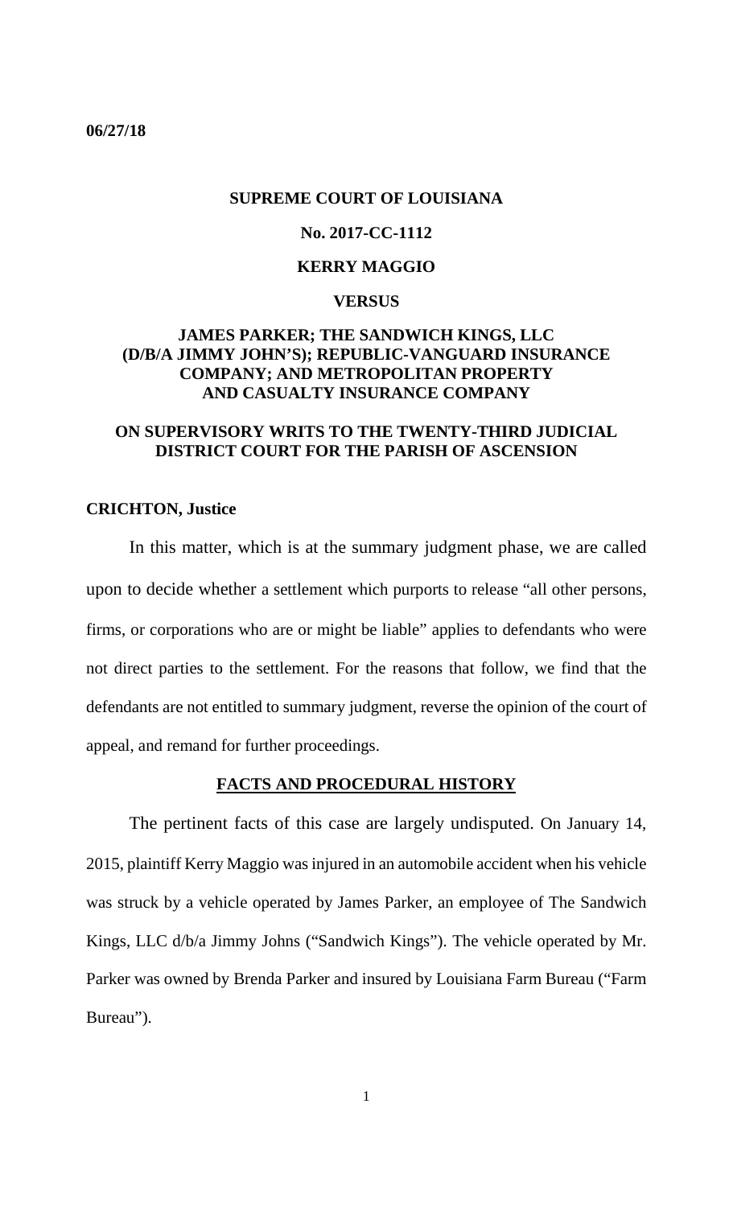**06/27/18**

**SUPREME COURT OF LOUISIANA**

**No. 2017-CC-1112**

**KERRY MAGGIO**

**VERSUS**

**JAMES PARKER; THE SANDWICH KINGS, LLC (D/B/A JIMMY JOHN'S); REPUBLIC-VANGUARD INSURANCE COMPANY; AND METROPOLITAN PROPERTY AND CASUALTY INSURANCE COMPANY**

**ON SUPERVISORY WRITS TO THE TWENTY-THIRD JUDICIAL DISTRICT COURT FOR THE PARISH OF ASCENSION**

**CRICHTON, Justice**

In this matter, which is at the summary judgment phase, we are called upon to decide whether a settlement which purports to release "all other persons, firms, or corporations who are or might be liable" applies to defendants who were not direct parties to the settlement. For the reasons that follow, we find that the defendants are not entitled to summary judgment, reverse the opinion of the court of appeal, and remand for further proceedings.

**FACTS AND PROCEDURAL HISTORY**

The pertinent facts of this case are largely undisputed. On January 14, 2015, plaintiff Kerry Maggio was injured in an automobile accident when his vehicle was struck by a vehicle operated by James Parker, an employee of The Sandwich Kings, LLC d/b/a Jimmy Johns ("Sandwich Kings"). The vehicle operated by Mr. Parker was owned by Brenda Parker and insured by Louisiana Farm Bureau ("Farm Bureau").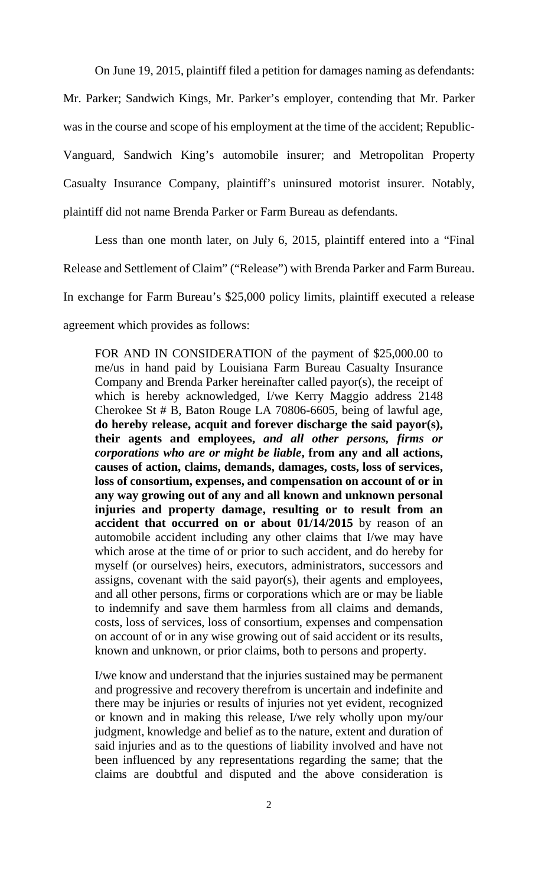On June 19, 2015, plaintiff filed a petition for damages naming as defendants: Mr. Parker; Sandwich Kings, Mr. Parker's employer, contending that Mr. Parker was in the course and scope of his employment at the time of the accident; Republic-Vanguard, Sandwich King's automobile insurer; and Metropolitan Property Casualty Insurance Company, plaintiff's uninsured motorist insurer. Notably, plaintiff did not name Brenda Parker or Farm Bureau as defendants.

Less than one month later, on July 6, 2015, plaintiff entered into a "Final Release and Settlement of Claim" ("Release") with Brenda Parker and Farm Bureau. In exchange for Farm Bureau's $25,000 policy limits, plaintiff executed a release agreement which provides as follows:

> FOR AND IN CONSIDERATION of the payment of $25,000.00 to me/us in hand paid by Louisiana Farm Bureau Casualty Insurance Company and Brenda Parker hereinafter called payor(s), the receipt of which is hereby acknowledged, I/we Kerry Maggio address 2148 Cherokee St # B, Baton Rouge LA 70806-6605, being of lawful age, **do hereby release, acquit and forever discharge the said payor(s), their agents and employees,** ***and all other persons, firms or corporations who are or might be liable*****, from any and all actions, causes of action, claims, demands, damages, costs, loss of services, loss of consortium, expenses, and compensation on account of or in any way growing out of any and all known and unknown personal injuries and property damage, resulting or to result from an accident that occurred on or about 01/14/2015** by reason of an automobile accident including any other claims that I/we may have which arose at the time of or prior to such accident, and do hereby for myself (or ourselves) heirs, executors, administrators, successors and assigns, covenant with the said payor(s), their agents and employees, and all other persons, firms or corporations which are or may be liable to indemnify and save them harmless from all claims and demands, costs, loss of services, loss of consortium, expenses and compensation on account of or in any wise growing out of said accident or its results, known and unknown, or prior claims, both to persons and property.
>
> I/we know and understand that the injuries sustained may be permanent and progressive and recovery therefrom is uncertain and indefinite and there may be injuries or results of injuries not yet evident, recognized or known and in making this release, I/we rely wholly upon my/our judgment, knowledge and belief as to the nature, extent and duration of said injuries and as to the questions of liability involved and have not been influenced by any representations regarding the same; that the claims are doubtful and disputed and the above consideration is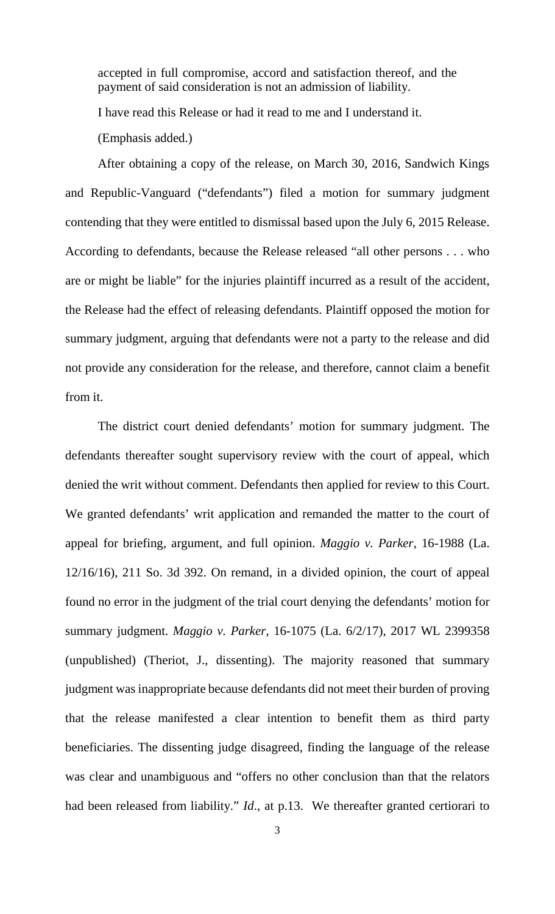accepted in full compromise, accord and satisfaction thereof, and the payment of said consideration is not an admission of liability.

I have read this Release or had it read to me and I understand it.

(Emphasis added.)

After obtaining a copy of the release, on March 30, 2016, Sandwich Kings and Republic-Vanguard ("defendants") filed a motion for summary judgment contending that they were entitled to dismissal based upon the July 6, 2015 Release. According to defendants, because the Release released "all other persons . . . who are or might be liable" for the injuries plaintiff incurred as a result of the accident, the Release had the effect of releasing defendants. Plaintiff opposed the motion for summary judgment, arguing that defendants were not a party to the release and did not provide any consideration for the release, and therefore, cannot claim a benefit from it.

The district court denied defendants' motion for summary judgment. The defendants thereafter sought supervisory review with the court of appeal, which denied the writ without comment. Defendants then applied for review to this Court. We granted defendants' writ application and remanded the matter to the court of appeal for briefing, argument, and full opinion. *Maggio v. Parker*, 16-1988 (La. 12/16/16), 211 So. 3d 392. On remand, in a divided opinion, the court of appeal found no error in the judgment of the trial court denying the defendants' motion for summary judgment. *Maggio v. Parker*, 16-1075 (La. 6/2/17), 2017 WL 2399358 (unpublished) (Theriot, J., dissenting). The majority reasoned that summary judgment was inappropriate because defendants did not meet their burden of proving that the release manifested a clear intention to benefit them as third party beneficiaries. The dissenting judge disagreed, finding the language of the release was clear and unambiguous and "offers no other conclusion than that the relators had been released from liability." *Id*., at p.13. We thereafter granted certiorari to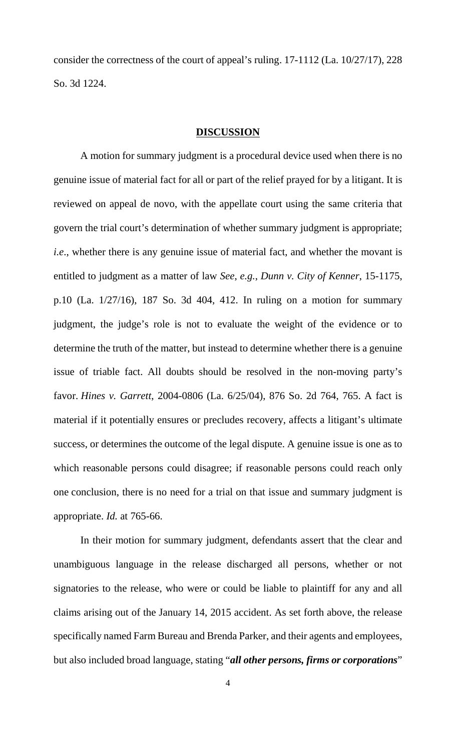consider the correctness of the court of appeal's ruling. 17-1112 (La. 10/27/17), 228 So. 3d 1224.

## **DISCUSSION**

A motion for summary judgment is a procedural device used when there is no genuine issue of material fact for all or part of the relief prayed for by a litigant. It is reviewed on appeal de novo, with the appellate court using the same criteria that govern the trial court's determination of whether summary judgment is appropriate; *i.e*., whether there is any genuine issue of material fact, and whether the movant is entitled to judgment as a matter of law *See*, *e.g.*, *Dunn v. City of Kenner*, 15-1175, p.10 (La. 1/27/16), 187 So. 3d 404, 412. In ruling on a motion for summary judgment, the judge's role is not to evaluate the weight of the evidence or to determine the truth of the matter, but instead to determine whether there is a genuine issue of triable fact. All doubts should be resolved in the non-moving party's favor. *Hines v. Garrett*, 2004-0806 (La. 6/25/04), 876 So. 2d 764, 765. A fact is material if it potentially ensures or precludes recovery, affects a litigant's ultimate success, or determines the outcome of the legal dispute. A genuine issue is one as to which reasonable persons could disagree; if reasonable persons could reach only one conclusion, there is no need for a trial on that issue and summary judgment is appropriate. *Id.* at 765-66.

In their motion for summary judgment, defendants assert that the clear and unambiguous language in the release discharged all persons, whether or not signatories to the release, who were or could be liable to plaintiff for any and all claims arising out of the January 14, 2015 accident. As set forth above, the release specifically named Farm Bureau and Brenda Parker, and their agents and employees, but also included broad language, stating "***all other persons, firms or corporations***"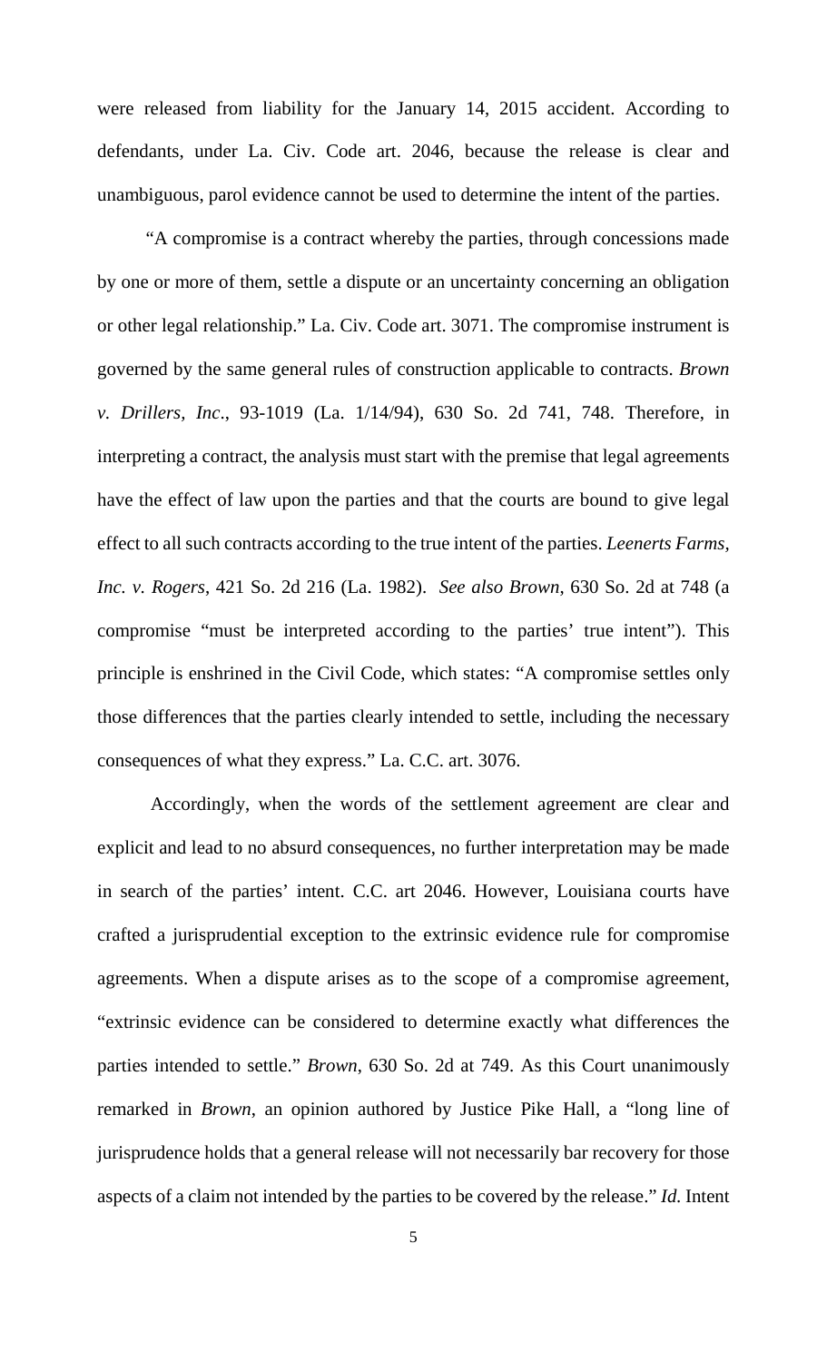were released from liability for the January 14, 2015 accident. According to defendants, under La. Civ. Code art. 2046, because the release is clear and unambiguous, parol evidence cannot be used to determine the intent of the parties.

"A compromise is a contract whereby the parties, through concessions made by one or more of them, settle a dispute or an uncertainty concerning an obligation or other legal relationship." La. Civ. Code art. 3071. The compromise instrument is governed by the same general rules of construction applicable to contracts. *Brown v. Drillers, Inc*., 93-1019 (La. 1/14/94), 630 So. 2d 741, 748. Therefore, in interpreting a contract, the analysis must start with the premise that legal agreements have the effect of law upon the parties and that the courts are bound to give legal effect to all such contracts according to the true intent of the parties. *Leenerts Farms, Inc. v. Rogers*, 421 So. 2d 216 (La. 1982). *See also Brown*, 630 So. 2d at 748 (a compromise "must be interpreted according to the parties' true intent"). This principle is enshrined in the Civil Code, which states: "A compromise settles only those differences that the parties clearly intended to settle, including the necessary consequences of what they express." La. C.C. art. 3076.

Accordingly, when the words of the settlement agreement are clear and explicit and lead to no absurd consequences, no further interpretation may be made in search of the parties' intent. C.C. art 2046. However, Louisiana courts have crafted a jurisprudential exception to the extrinsic evidence rule for compromise agreements. When a dispute arises as to the scope of a compromise agreement, "extrinsic evidence can be considered to determine exactly what differences the parties intended to settle." *Brown*, 630 So. 2d at 749. As this Court unanimously remarked in *Brown*, an opinion authored by Justice Pike Hall, a "long line of jurisprudence holds that a general release will not necessarily bar recovery for those aspects of a claim not intended by the parties to be covered by the release." *Id.* Intent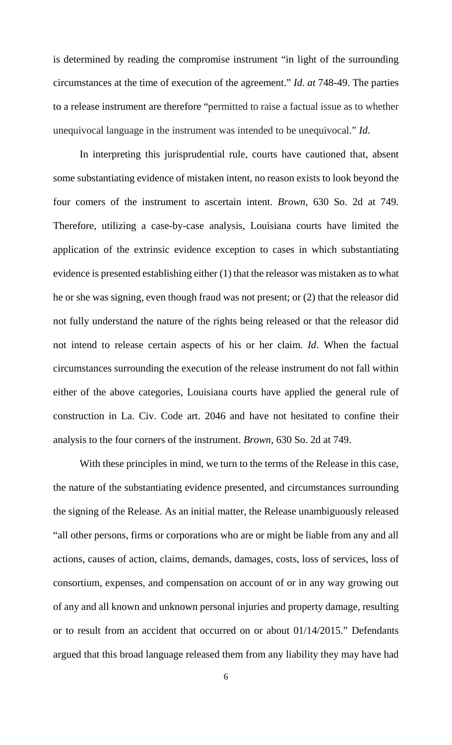is determined by reading the compromise instrument "in light of the surrounding circumstances at the time of execution of the agreement." *Id. at* 748-49. The parties to a release instrument are therefore "permitted to raise a factual issue as to whether unequivocal language in the instrument was intended to be unequivocal." *Id*.

In interpreting this jurisprudential rule, courts have cautioned that, absent some substantiating evidence of mistaken intent, no reason exists to look beyond the four comers of the instrument to ascertain intent. *Brown*, 630 So. 2d at 749. Therefore, utilizing a case-by-case analysis, Louisiana courts have limited the application of the extrinsic evidence exception to cases in which substantiating evidence is presented establishing either (1) that the releasor was mistaken as to what he or she was signing, even though fraud was not present; or (2) that the releasor did not fully understand the nature of the rights being released or that the releasor did not intend to release certain aspects of his or her claim. *Id*. When the factual circumstances surrounding the execution of the release instrument do not fall within either of the above categories, Louisiana courts have applied the general rule of construction in La. Civ. Code art. 2046 and have not hesitated to confine their analysis to the four corners of the instrument. *Brown*, 630 So. 2d at 749.

With these principles in mind, we turn to the terms of the Release in this case, the nature of the substantiating evidence presented, and circumstances surrounding the signing of the Release. As an initial matter, the Release unambiguously released "all other persons, firms or corporations who are or might be liable from any and all actions, causes of action, claims, demands, damages, costs, loss of services, loss of consortium, expenses, and compensation on account of or in any way growing out of any and all known and unknown personal injuries and property damage, resulting or to result from an accident that occurred on or about 01/14/2015." Defendants argued that this broad language released them from any liability they may have had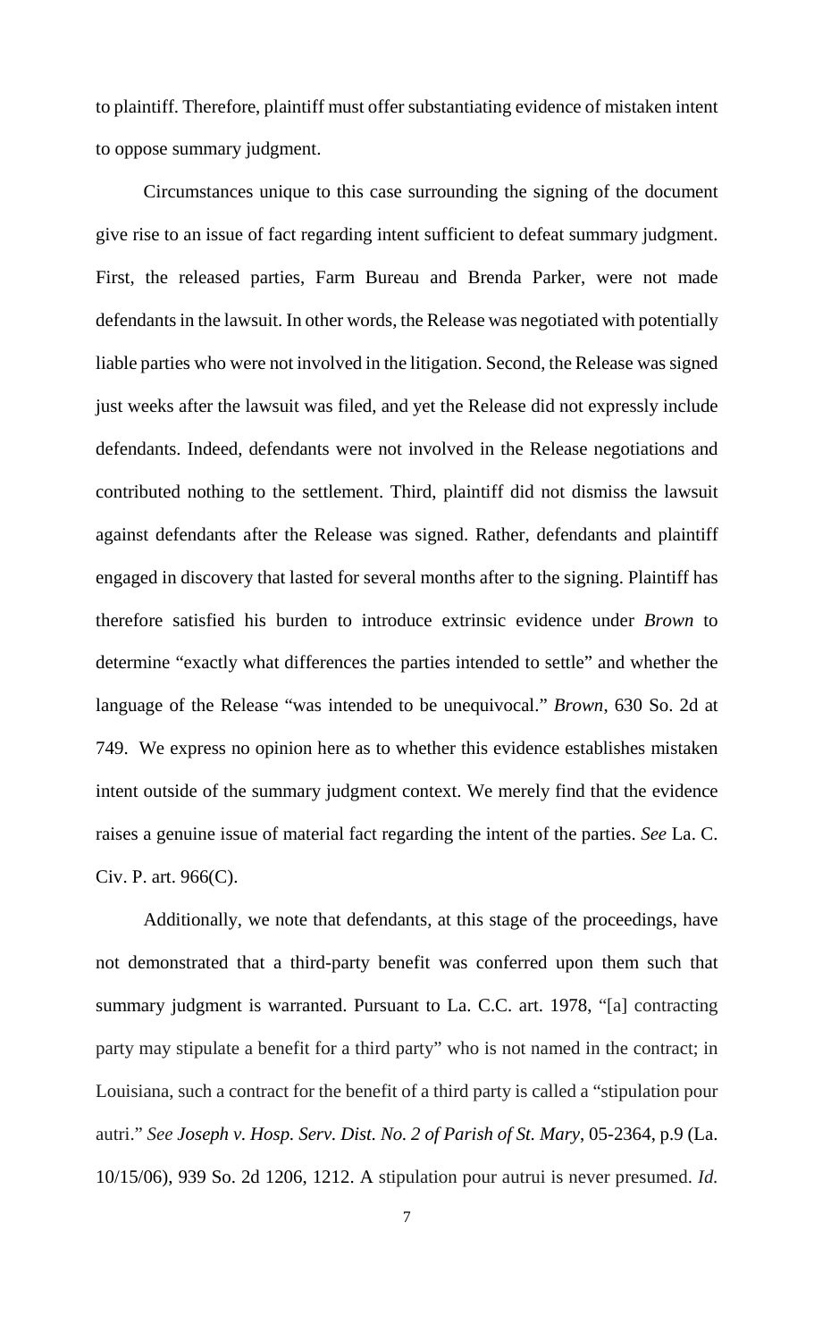to plaintiff. Therefore, plaintiff must offer substantiating evidence of mistaken intent to oppose summary judgment.

Circumstances unique to this case surrounding the signing of the document give rise to an issue of fact regarding intent sufficient to defeat summary judgment. First, the released parties, Farm Bureau and Brenda Parker, were not made defendants in the lawsuit. In other words, the Release was negotiated with potentially liable parties who were not involved in the litigation. Second, the Release was signed just weeks after the lawsuit was filed, and yet the Release did not expressly include defendants. Indeed, defendants were not involved in the Release negotiations and contributed nothing to the settlement. Third, plaintiff did not dismiss the lawsuit against defendants after the Release was signed. Rather, defendants and plaintiff engaged in discovery that lasted for several months after to the signing. Plaintiff has therefore satisfied his burden to introduce extrinsic evidence under *Brown* to determine "exactly what differences the parties intended to settle" and whether the language of the Release "was intended to be unequivocal." *Brown*, 630 So. 2d at 749. We express no opinion here as to whether this evidence establishes mistaken intent outside of the summary judgment context. We merely find that the evidence raises a genuine issue of material fact regarding the intent of the parties. *See* La. C. Civ. P. art. 966(C).

Additionally, we note that defendants, at this stage of the proceedings, have not demonstrated that a third-party benefit was conferred upon them such that summary judgment is warranted. Pursuant to La. C.C. art. 1978, "[a] contracting party may stipulate a benefit for a third party" who is not named in the contract; in Louisiana, such a contract for the benefit of a third party is called a "stipulation pour autri." *See Joseph v. Hosp. Serv. Dist. No. 2 of Parish of St. Mary*, 05-2364, p.9 (La. 10/15/06), 939 So. 2d 1206, 1212. A stipulation pour autrui is never presumed. *Id.*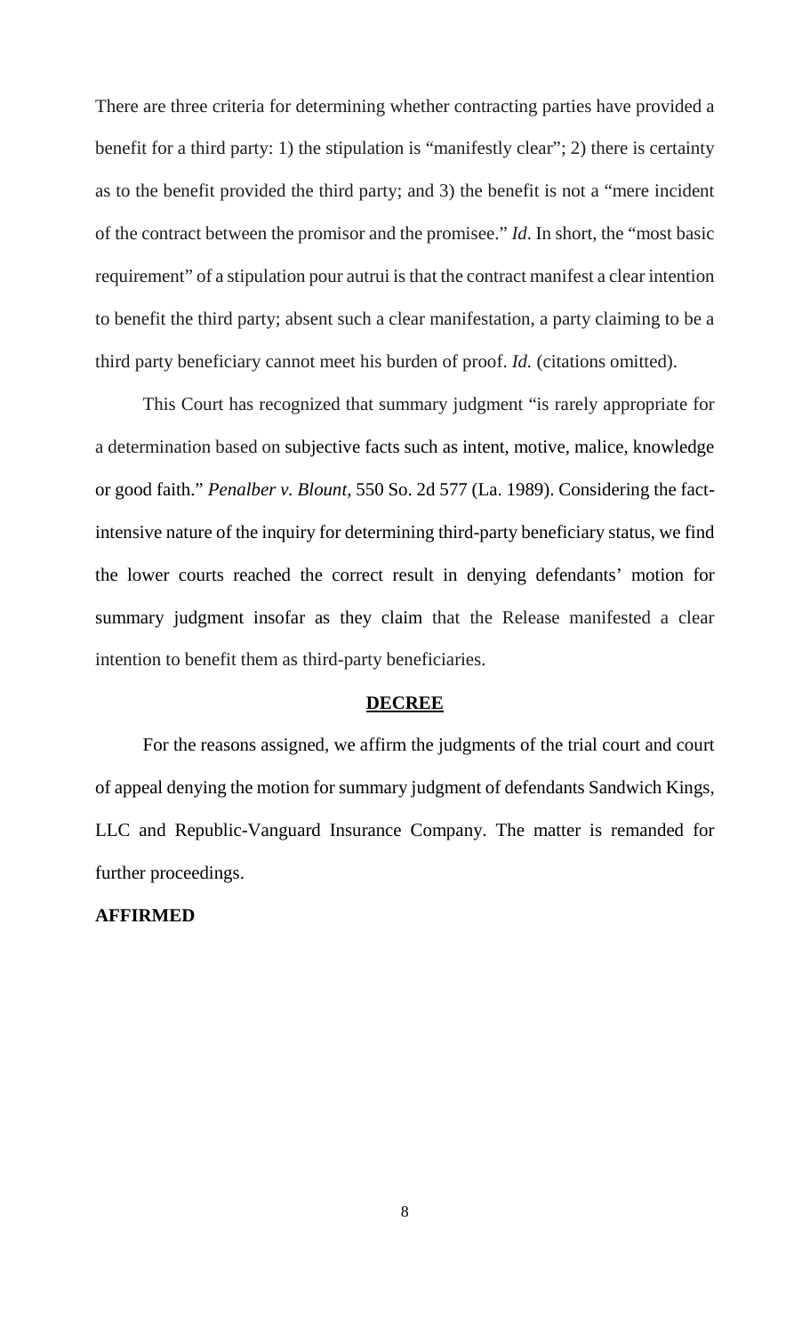There are three criteria for determining whether contracting parties have provided a benefit for a third party: 1) the stipulation is "manifestly clear"; 2) there is certainty as to the benefit provided the third party; and 3) the benefit is not a "mere incident of the contract between the promisor and the promisee." *Id*. In short, the "most basic requirement" of a stipulation pour autrui is that the contract manifest a clear intention to benefit the third party; absent such a clear manifestation, a party claiming to be a third party beneficiary cannot meet his burden of proof. *Id.* (citations omitted).

This Court has recognized that summary judgment "is rarely appropriate for a determination based on subjective facts such as intent, motive, malice, knowledge or good faith." *Penalber v. Blount*, 550 So. 2d 577 (La. 1989). Considering the fact-intensive nature of the inquiry for determining third-party beneficiary status, we find the lower courts reached the correct result in denying defendants' motion for summary judgment insofar as they claim that the Release manifested a clear intention to benefit them as third-party beneficiaries.

## DECREE

For the reasons assigned, we affirm the judgments of the trial court and court of appeal denying the motion for summary judgment of defendants Sandwich Kings, LLC and Republic-Vanguard Insurance Company. The matter is remanded for further proceedings.

**AFFIRMED**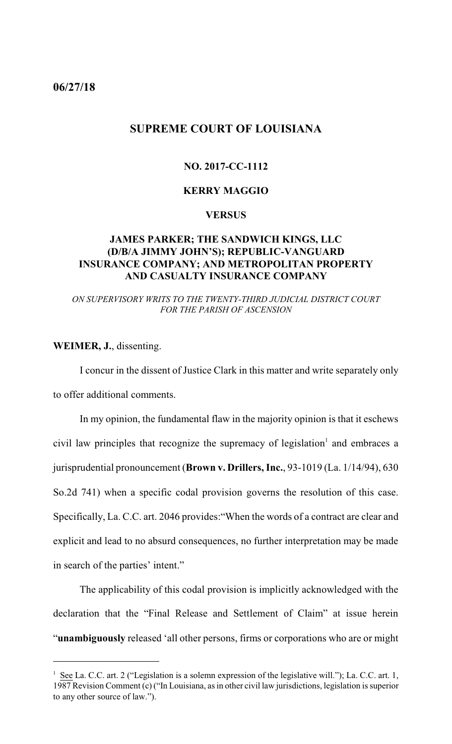**06/27/18**

## SUPREME COURT OF LOUISIANA

### NO. 2017-CC-1112

### KERRY MAGGIO

### VERSUS

### JAMES PARKER; THE SANDWICH KINGS, LLC (D/B/A JIMMY JOHN'S); REPUBLIC-VANGUARD INSURANCE COMPANY; AND METROPOLITAN PROPERTY AND CASUALTY INSURANCE COMPANY

*ON SUPERVISORY WRITS TO THE TWENTY-THIRD JUDICIAL DISTRICT COURT FOR THE PARISH OF ASCENSION*

**WEIMER, J.**, dissenting.

I concur in the dissent of Justice Clark in this matter and write separately only to offer additional comments.

In my opinion, the fundamental flaw in the majority opinion is that it eschews civil law principles that recognize the supremacy of legislation[1] and embraces a jurisprudential pronouncement (**Brown v. Drillers, Inc.**, 93-1019 (La. 1/14/94), 630 So.2d 741) when a specific codal provision governs the resolution of this case. Specifically, La. C.C. art. 2046 provides:"When the words of a contract are clear and explicit and lead to no absurd consequences, no further interpretation may be made in search of the parties' intent."

The applicability of this codal provision is implicitly acknowledged with the declaration that the "Final Release and Settlement of Claim" at issue herein "**unambiguously** released 'all other persons, firms or corporations who are or might

---

[1] See La. C.C. art. 2 ("Legislation is a solemn expression of the legislative will."); La. C.C. art. 1, 1987 Revision Comment (c) ("In Louisiana, as in other civil law jurisdictions, legislation is superior to any other source of law.").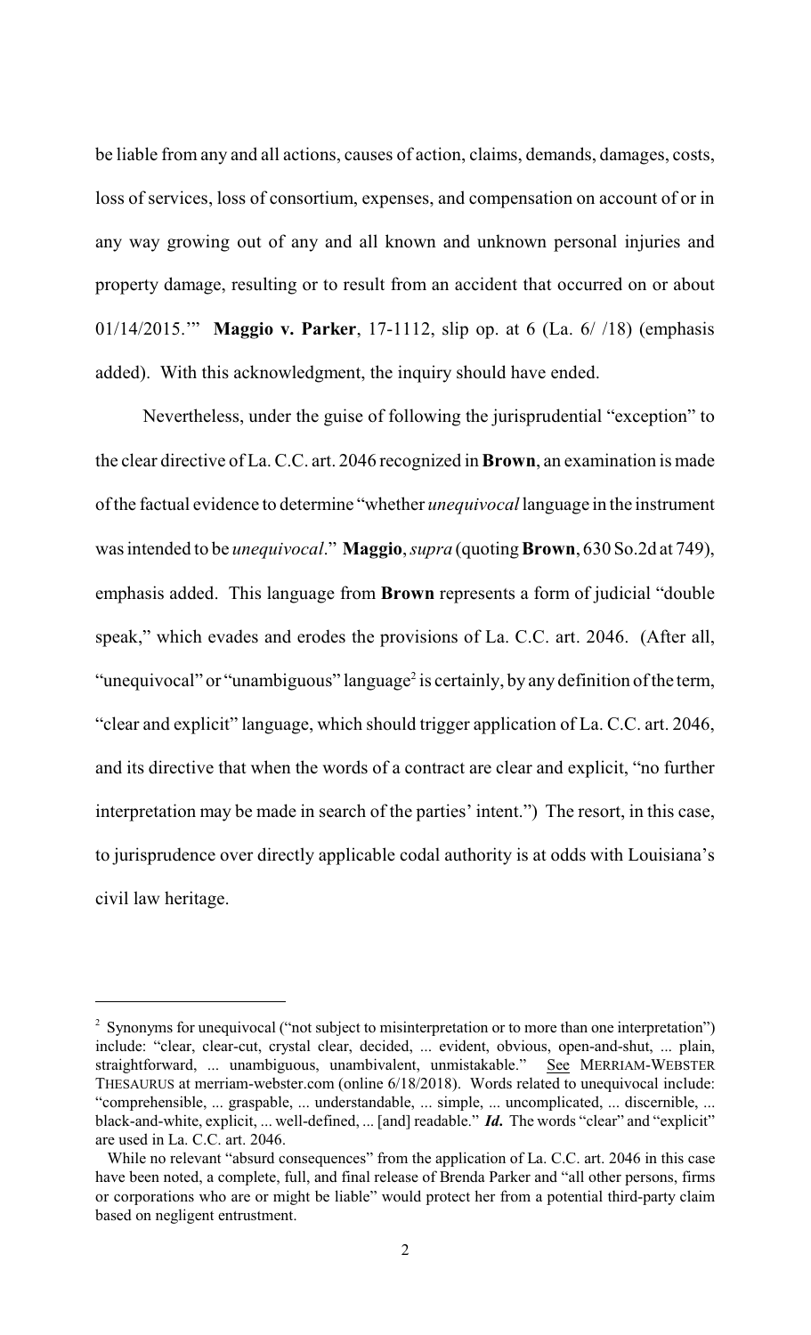be liable from any and all actions, causes of action, claims, demands, damages, costs, loss of services, loss of consortium, expenses, and compensation on account of or in any way growing out of any and all known and unknown personal injuries and property damage, resulting or to result from an accident that occurred on or about 01/14/2015.'" **Maggio v. Parker**, 17-1112, slip op. at 6 (La. 6/ /18) (emphasis added). With this acknowledgment, the inquiry should have ended.

Nevertheless, under the guise of following the jurisprudential "exception" to the clear directive of La. C.C. art. 2046 recognized in **Brown**, an examination is made of the factual evidence to determine "whether *unequivocal* language in the instrument was intended to be *unequivocal*." **Maggio**, *supra* (quoting **Brown**, 630 So.2d at 749), emphasis added. This language from **Brown** represents a form of judicial "double speak," which evades and erodes the provisions of La. C.C. art. 2046. (After all, "unequivocal" or "unambiguous" language[2] is certainly, by any definition of the term, "clear and explicit" language, which should trigger application of La. C.C. art. 2046, and its directive that when the words of a contract are clear and explicit, "no further interpretation may be made in search of the parties' intent.") The resort, in this case, to jurisprudence over directly applicable codal authority is at odds with Louisiana's civil law heritage.

---

[2] Synonyms for unequivocal ("not subject to misinterpretation or to more than one interpretation") include: "clear, clear-cut, crystal clear, decided, ... evident, obvious, open-and-shut, ... plain, straightforward, ... unambiguous, unambivalent, unmistakable." See MERRIAM-WEBSTER THESAURUS at merriam-webster.com (online 6/18/2018). Words related to unequivocal include: "comprehensible, ... graspable, ... understandable, ... simple, ... uncomplicated, ... discernible, ... black-and-white, explicit, ... well-defined, ... [and] readable." ***Id.*** The words "clear" and "explicit" are used in La. C.C. art. 2046.

While no relevant "absurd consequences" from the application of La. C.C. art. 2046 in this case have been noted, a complete, full, and final release of Brenda Parker and "all other persons, firms or corporations who are or might be liable" would protect her from a potential third-party claim based on negligent entrustment.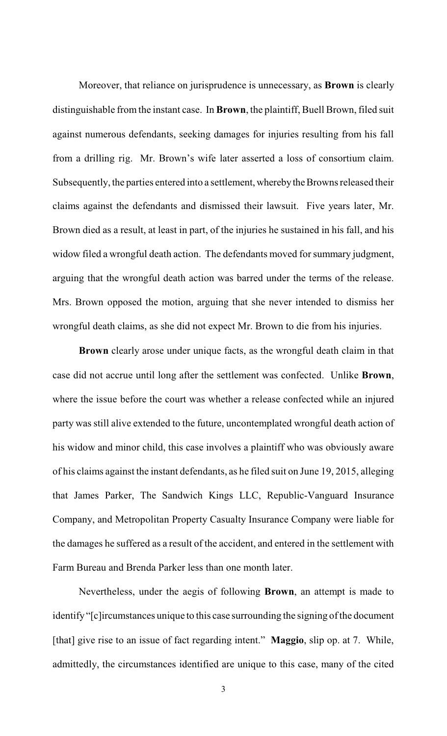Moreover, that reliance on jurisprudence is unnecessary, as **Brown** is clearly distinguishable from the instant case. In **Brown**, the plaintiff, Buell Brown, filed suit against numerous defendants, seeking damages for injuries resulting from his fall from a drilling rig. Mr. Brown's wife later asserted a loss of consortium claim. Subsequently, the parties entered into a settlement, whereby the Browns released their claims against the defendants and dismissed their lawsuit. Five years later, Mr. Brown died as a result, at least in part, of the injuries he sustained in his fall, and his widow filed a wrongful death action. The defendants moved for summary judgment, arguing that the wrongful death action was barred under the terms of the release. Mrs. Brown opposed the motion, arguing that she never intended to dismiss her wrongful death claims, as she did not expect Mr. Brown to die from his injuries.

**Brown** clearly arose under unique facts, as the wrongful death claim in that case did not accrue until long after the settlement was confected. Unlike **Brown**, where the issue before the court was whether a release confected while an injured party was still alive extended to the future, uncontemplated wrongful death action of his widow and minor child, this case involves a plaintiff who was obviously aware of his claims against the instant defendants, as he filed suit on June 19, 2015, alleging that James Parker, The Sandwich Kings LLC, Republic-Vanguard Insurance Company, and Metropolitan Property Casualty Insurance Company were liable for the damages he suffered as a result of the accident, and entered in the settlement with Farm Bureau and Brenda Parker less than one month later.

Nevertheless, under the aegis of following **Brown**, an attempt is made to identify "[c]ircumstances unique to this case surrounding the signing of the document [that] give rise to an issue of fact regarding intent." **Maggio**, slip op. at 7. While, admittedly, the circumstances identified are unique to this case, many of the cited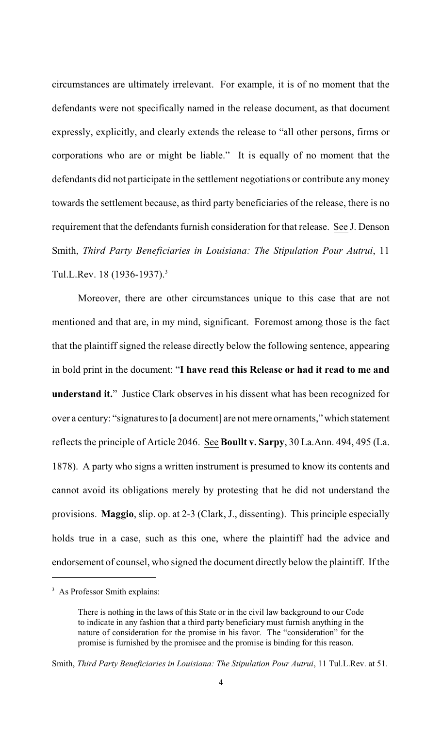circumstances are ultimately irrelevant. For example, it is of no moment that the defendants were not specifically named in the release document, as that document expressly, explicitly, and clearly extends the release to "all other persons, firms or corporations who are or might be liable." It is equally of no moment that the defendants did not participate in the settlement negotiations or contribute any money towards the settlement because, as third party beneficiaries of the release, there is no requirement that the defendants furnish consideration for that release. See J. Denson Smith, *Third Party Beneficiaries in Louisiana: The Stipulation Pour Autrui*, 11 Tul.L.Rev. 18 (1936-1937).[3]

Moreover, there are other circumstances unique to this case that are not mentioned and that are, in my mind, significant. Foremost among those is the fact that the plaintiff signed the release directly below the following sentence, appearing in bold print in the document: "**I have read this Release or had it read to me and understand it.**" Justice Clark observes in his dissent what has been recognized for over a century: "signatures to [a document] are not mere ornaments," which statement reflects the principle of Article 2046. See **Boullt v. Sarpy**, 30 La.Ann. 494, 495 (La. 1878). A party who signs a written instrument is presumed to know its contents and cannot avoid its obligations merely by protesting that he did not understand the provisions. **Maggio**, slip. op. at 2-3 (Clark, J., dissenting). This principle especially holds true in a case, such as this one, where the plaintiff had the advice and endorsement of counsel, who signed the document directly below the plaintiff. If the

---

[3] As Professor Smith explains:

> There is nothing in the laws of this State or in the civil law background to our Code to indicate in any fashion that a third party beneficiary must furnish anything in the nature of consideration for the promise in his favor. The "consideration" for the promise is furnished by the promisee and the promise is binding for this reason.

Smith, *Third Party Beneficiaries in Louisiana: The Stipulation Pour Autrui*, 11 Tul.L.Rev. at 51.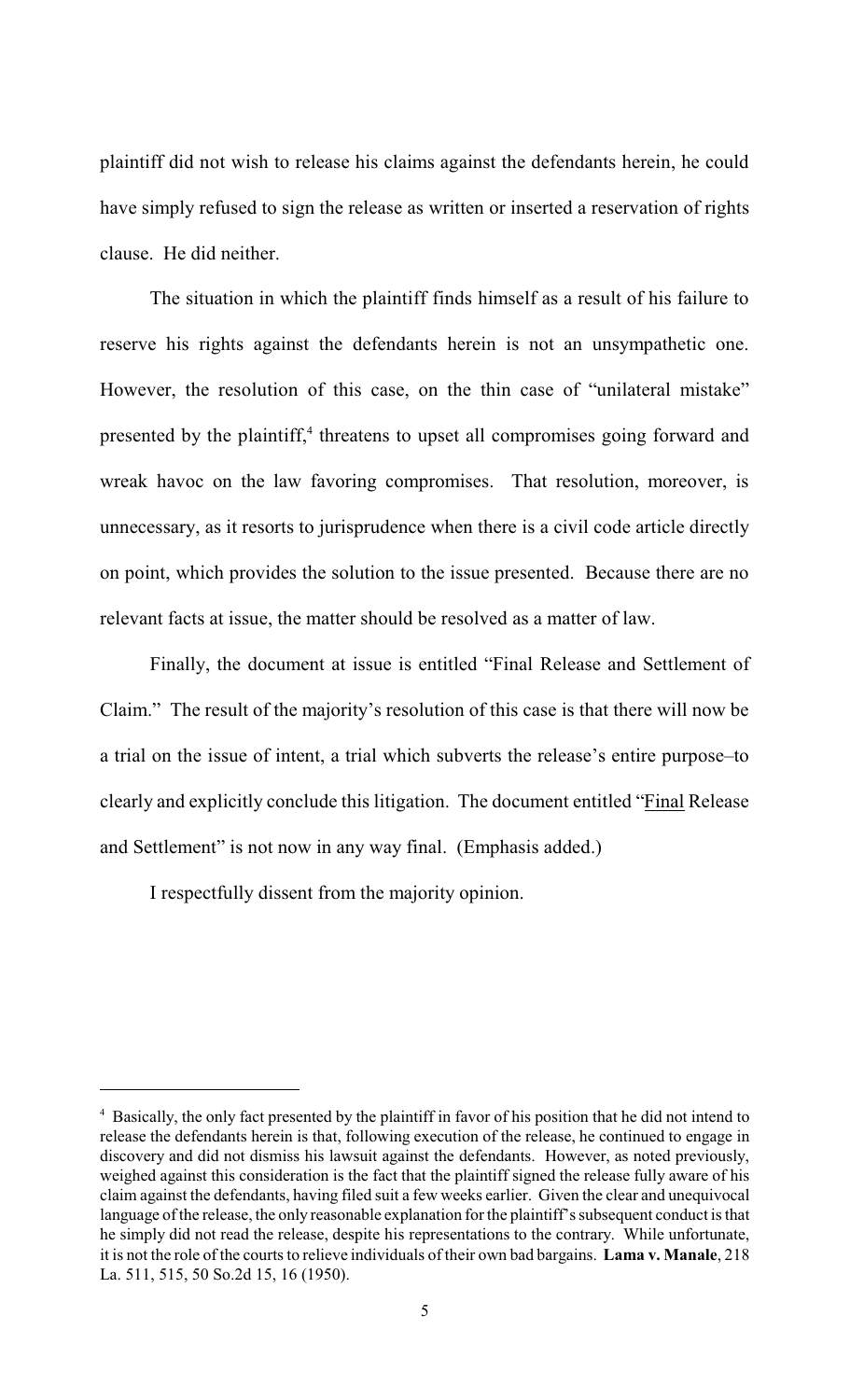plaintiff did not wish to release his claims against the defendants herein, he could have simply refused to sign the release as written or inserted a reservation of rights clause. He did neither.

The situation in which the plaintiff finds himself as a result of his failure to reserve his rights against the defendants herein is not an unsympathetic one. However, the resolution of this case, on the thin case of "unilateral mistake" presented by the plaintiff,[4] threatens to upset all compromises going forward and wreak havoc on the law favoring compromises. That resolution, moreover, is unnecessary, as it resorts to jurisprudence when there is a civil code article directly on point, which provides the solution to the issue presented. Because there are no relevant facts at issue, the matter should be resolved as a matter of law.

Finally, the document at issue is entitled "Final Release and Settlement of Claim." The result of the majority's resolution of this case is that there will now be a trial on the issue of intent, a trial which subverts the release's entire purpose–to clearly and explicitly conclude this litigation. The document entitled "<u>Final</u> Release and Settlement" is not now in any way final. (Emphasis added.)

I respectfully dissent from the majority opinion.

---

[4] Basically, the only fact presented by the plaintiff in favor of his position that he did not intend to release the defendants herein is that, following execution of the release, he continued to engage in discovery and did not dismiss his lawsuit against the defendants. However, as noted previously, weighed against this consideration is the fact that the plaintiff signed the release fully aware of his claim against the defendants, having filed suit a few weeks earlier. Given the clear and unequivocal language of the release, the only reasonable explanation for the plaintiff's subsequent conduct is that he simply did not read the release, despite his representations to the contrary. While unfortunate, it is not the role of the courts to relieve individuals of their own bad bargains. **Lama v. Manale**, 218 La. 511, 515, 50 So.2d 15, 16 (1950).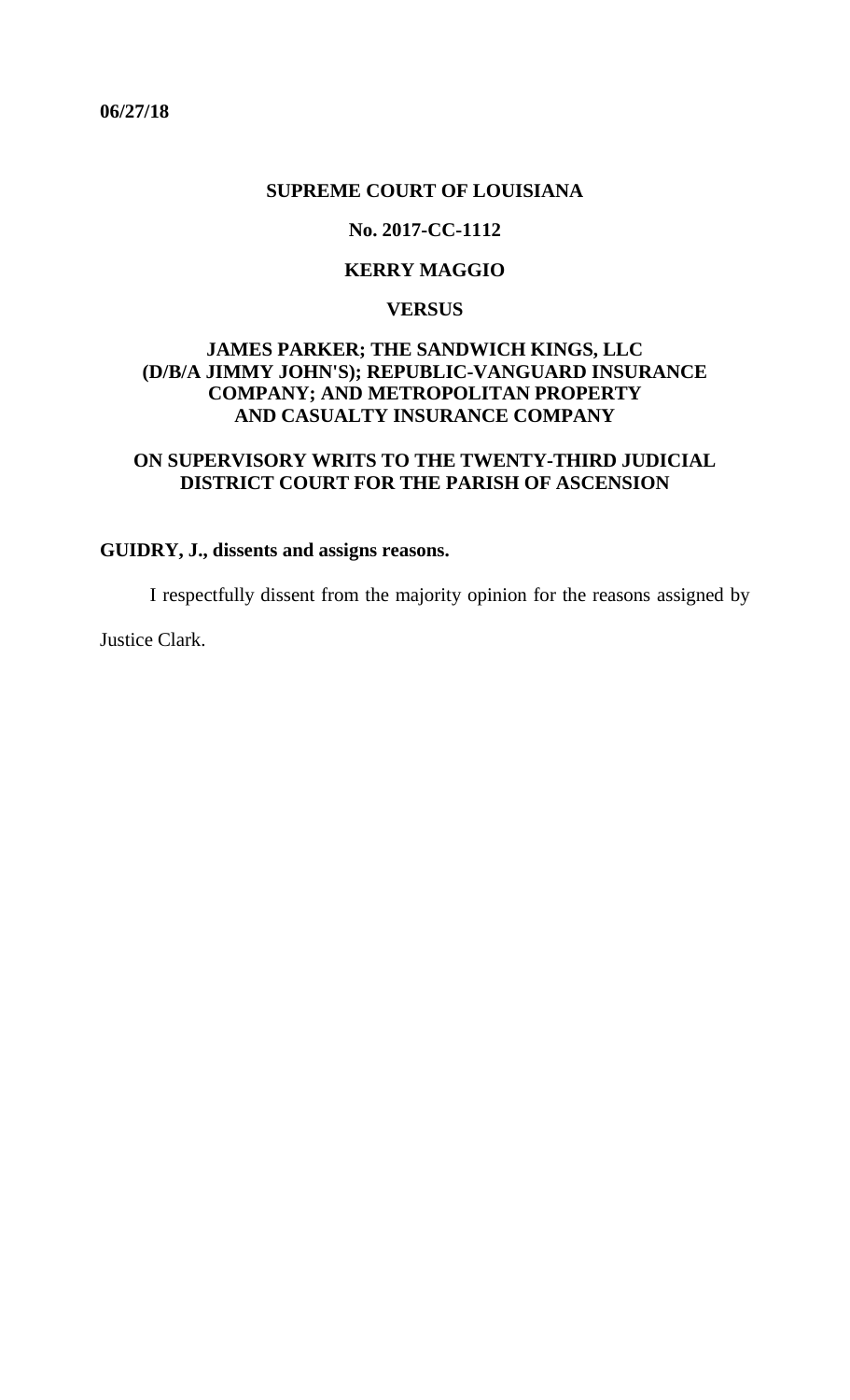**06/27/18**

**SUPREME COURT OF LOUISIANA**

**No. 2017-CC-1112**

**KERRY MAGGIO**

**VERSUS**

**JAMES PARKER; THE SANDWICH KINGS, LLC (D/B/A JIMMY JOHN'S); REPUBLIC-VANGUARD INSURANCE COMPANY; AND METROPOLITAN PROPERTY AND CASUALTY INSURANCE COMPANY**

**ON SUPERVISORY WRITS TO THE TWENTY-THIRD JUDICIAL DISTRICT COURT FOR THE PARISH OF ASCENSION**

**GUIDRY, J., dissents and assigns reasons.**

I respectfully dissent from the majority opinion for the reasons assigned by Justice Clark.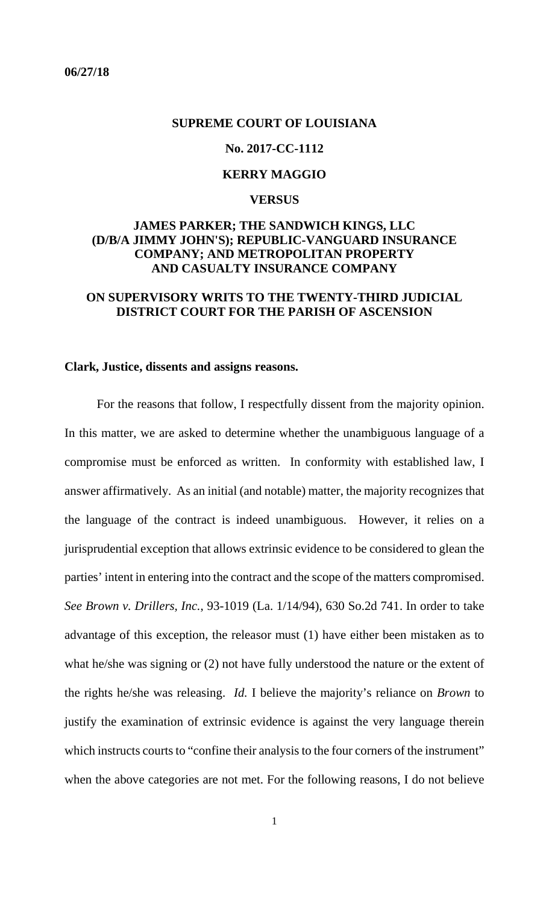**06/27/18**

**SUPREME COURT OF LOUISIANA**

**No. 2017-CC-1112**

**KERRY MAGGIO**

**VERSUS**

**JAMES PARKER; THE SANDWICH KINGS, LLC (D/B/A JIMMY JOHN'S); REPUBLIC-VANGUARD INSURANCE COMPANY; AND METROPOLITAN PROPERTY AND CASUALTY INSURANCE COMPANY**

**ON SUPERVISORY WRITS TO THE TWENTY-THIRD JUDICIAL DISTRICT COURT FOR THE PARISH OF ASCENSION**

**Clark, Justice, dissents and assigns reasons.**

For the reasons that follow, I respectfully dissent from the majority opinion. In this matter, we are asked to determine whether the unambiguous language of a compromise must be enforced as written. In conformity with established law, I answer affirmatively. As an initial (and notable) matter, the majority recognizes that the language of the contract is indeed unambiguous. However, it relies on a jurisprudential exception that allows extrinsic evidence to be considered to glean the parties' intent in entering into the contract and the scope of the matters compromised. *See Brown v. Drillers, Inc.*, 93-1019 (La. 1/14/94), 630 So.2d 741. In order to take advantage of this exception, the releasor must (1) have either been mistaken as to what he/she was signing or (2) not have fully understood the nature or the extent of the rights he/she was releasing. *Id.* I believe the majority's reliance on *Brown* to justify the examination of extrinsic evidence is against the very language therein which instructs courts to "confine their analysis to the four corners of the instrument" when the above categories are not met. For the following reasons, I do not believe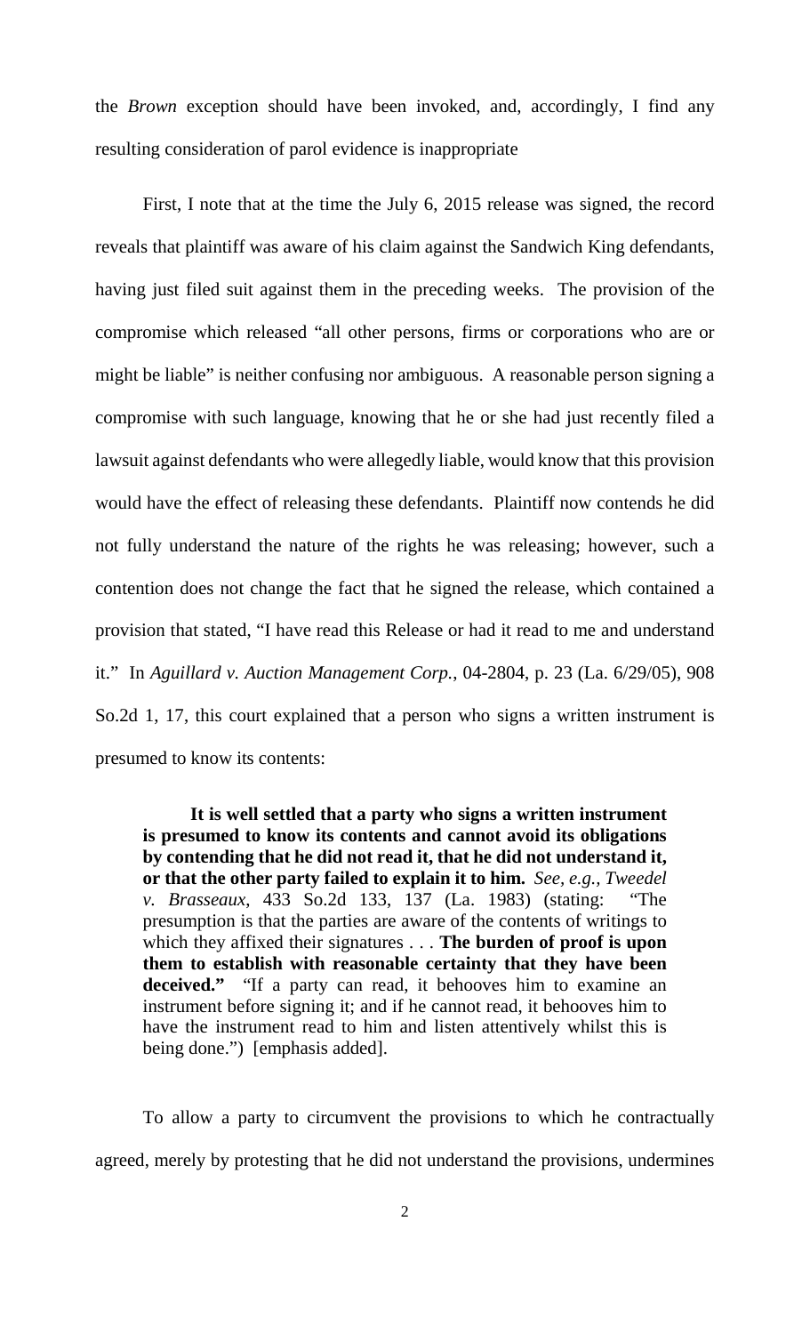the *Brown* exception should have been invoked, and, accordingly, I find any resulting consideration of parol evidence is inappropriate

First, I note that at the time the July 6, 2015 release was signed, the record reveals that plaintiff was aware of his claim against the Sandwich King defendants, having just filed suit against them in the preceding weeks. The provision of the compromise which released "all other persons, firms or corporations who are or might be liable" is neither confusing nor ambiguous. A reasonable person signing a compromise with such language, knowing that he or she had just recently filed a lawsuit against defendants who were allegedly liable, would know that this provision would have the effect of releasing these defendants. Plaintiff now contends he did not fully understand the nature of the rights he was releasing; however, such a contention does not change the fact that he signed the release, which contained a provision that stated, "I have read this Release or had it read to me and understand it." In *Aguillard v. Auction Management Corp.*, 04-2804, p. 23 (La. 6/29/05), 908 So.2d 1, 17, this court explained that a person who signs a written instrument is presumed to know its contents:

> **It is well settled that a party who signs a written instrument is presumed to know its contents and cannot avoid its obligations by contending that he did not read it, that he did not understand it, or that the other party failed to explain it to him.** *See, e.g., Tweedel v. Brasseaux*, 433 So.2d 133, 137 (La. 1983) (stating: "The presumption is that the parties are aware of the contents of writings to which they affixed their signatures . . . **The burden of proof is upon them to establish with reasonable certainty that they have been deceived."** "If a party can read, it behooves him to examine an instrument before signing it; and if he cannot read, it behooves him to have the instrument read to him and listen attentively whilst this is being done.") [emphasis added].

To allow a party to circumvent the provisions to which he contractually agreed, merely by protesting that he did not understand the provisions, undermines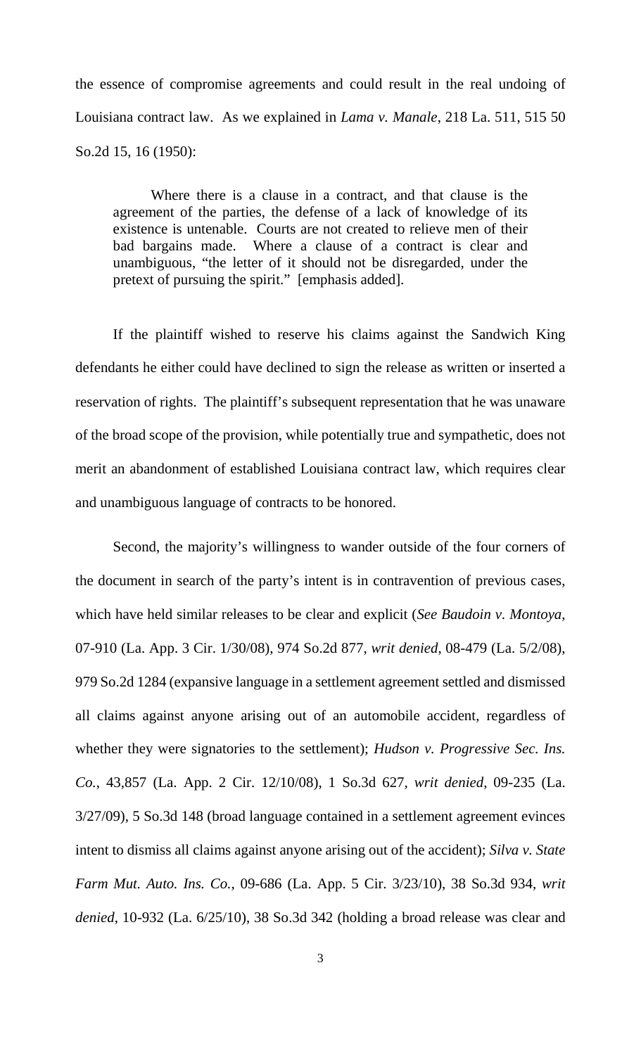the essence of compromise agreements and could result in the real undoing of Louisiana contract law. As we explained in *Lama v. Manale*, 218 La. 511, 515 50 So.2d 15, 16 (1950):

> Where there is a clause in a contract, and that clause is the agreement of the parties, the defense of a lack of knowledge of its existence is untenable. Courts are not created to relieve men of their bad bargains made. Where a clause of a contract is clear and unambiguous, "the letter of it should not be disregarded, under the pretext of pursuing the spirit." [emphasis added].

If the plaintiff wished to reserve his claims against the Sandwich King defendants he either could have declined to sign the release as written or inserted a reservation of rights. The plaintiff's subsequent representation that he was unaware of the broad scope of the provision, while potentially true and sympathetic, does not merit an abandonment of established Louisiana contract law, which requires clear and unambiguous language of contracts to be honored.

Second, the majority's willingness to wander outside of the four corners of the document in search of the party's intent is in contravention of previous cases, which have held similar releases to be clear and explicit (*See Baudoin v. Montoya*, 07-910 (La. App. 3 Cir. 1/30/08), 974 So.2d 877, *writ denied*, 08-479 (La. 5/2/08), 979 So.2d 1284 (expansive language in a settlement agreement settled and dismissed all claims against anyone arising out of an automobile accident, regardless of whether they were signatories to the settlement); *Hudson v. Progressive Sec. Ins. Co.*, 43,857 (La. App. 2 Cir. 12/10/08), 1 So.3d 627, *writ denied*, 09-235 (La. 3/27/09), 5 So.3d 148 (broad language contained in a settlement agreement evinces intent to dismiss all claims against anyone arising out of the accident); *Silva v. State Farm Mut. Auto. Ins. Co.*, 09-686 (La. App. 5 Cir. 3/23/10), 38 So.3d 934, *writ denied*, 10-932 (La. 6/25/10), 38 So.3d 342 (holding a broad release was clear and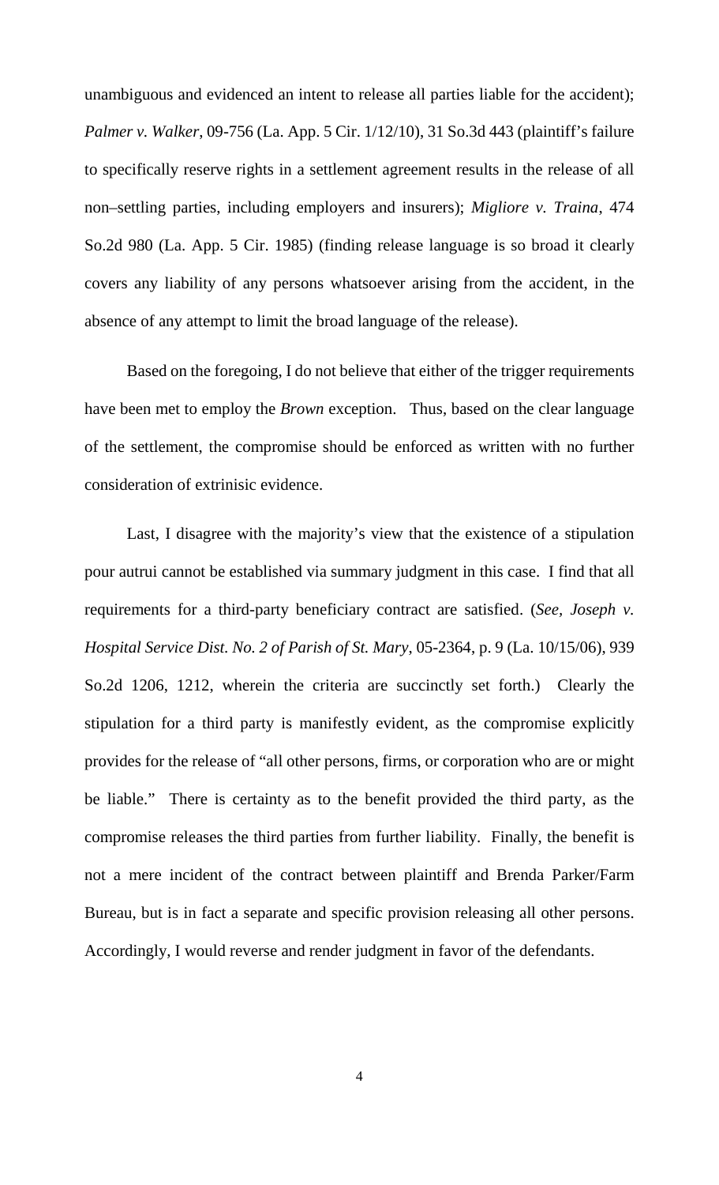unambiguous and evidenced an intent to release all parties liable for the accident); *Palmer v. Walker*, 09-756 (La. App. 5 Cir. 1/12/10), 31 So.3d 443 (plaintiff's failure to specifically reserve rights in a settlement agreement results in the release of all non–settling parties, including employers and insurers); *Migliore v. Traina*, 474 So.2d 980 (La. App. 5 Cir. 1985) (finding release language is so broad it clearly covers any liability of any persons whatsoever arising from the accident, in the absence of any attempt to limit the broad language of the release).

Based on the foregoing, I do not believe that either of the trigger requirements have been met to employ the *Brown* exception. Thus, based on the clear language of the settlement, the compromise should be enforced as written with no further consideration of extrinisic evidence.

Last, I disagree with the majority's view that the existence of a stipulation pour autrui cannot be established via summary judgment in this case. I find that all requirements for a third-party beneficiary contract are satisfied. (*See, Joseph v. Hospital Service Dist. No. 2 of Parish of St. Mary*, 05-2364, p. 9 (La. 10/15/06), 939 So.2d 1206, 1212, wherein the criteria are succinctly set forth.) Clearly the stipulation for a third party is manifestly evident, as the compromise explicitly provides for the release of "all other persons, firms, or corporation who are or might be liable." There is certainty as to the benefit provided the third party, as the compromise releases the third parties from further liability. Finally, the benefit is not a mere incident of the contract between plaintiff and Brenda Parker/Farm Bureau, but is in fact a separate and specific provision releasing all other persons. Accordingly, I would reverse and render judgment in favor of the defendants.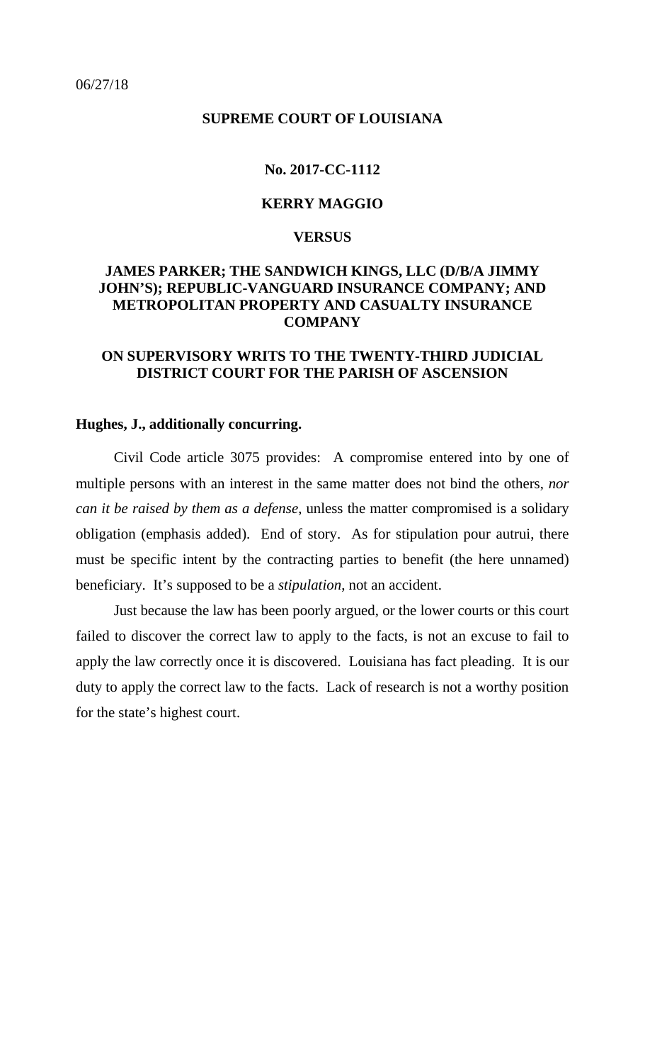06/27/18

**SUPREME COURT OF LOUISIANA**

**No. 2017-CC-1112**

**KERRY MAGGIO**

**VERSUS**

**JAMES PARKER; THE SANDWICH KINGS, LLC (D/B/A JIMMY JOHN'S); REPUBLIC-VANGUARD INSURANCE COMPANY; AND METROPOLITAN PROPERTY AND CASUALTY INSURANCE COMPANY**

**ON SUPERVISORY WRITS TO THE TWENTY-THIRD JUDICIAL DISTRICT COURT FOR THE PARISH OF ASCENSION**

**Hughes, J., additionally concurring.**

Civil Code article 3075 provides: A compromise entered into by one of multiple persons with an interest in the same matter does not bind the others, *nor can it be raised by them as a defense*, unless the matter compromised is a solidary obligation (emphasis added). End of story. As for stipulation pour autrui, there must be specific intent by the contracting parties to benefit (the here unnamed) beneficiary. It's supposed to be a *stipulation*, not an accident.

Just because the law has been poorly argued, or the lower courts or this court failed to discover the correct law to apply to the facts, is not an excuse to fail to apply the law correctly once it is discovered. Louisiana has fact pleading. It is our duty to apply the correct law to the facts. Lack of research is not a worthy position for the state's highest court.